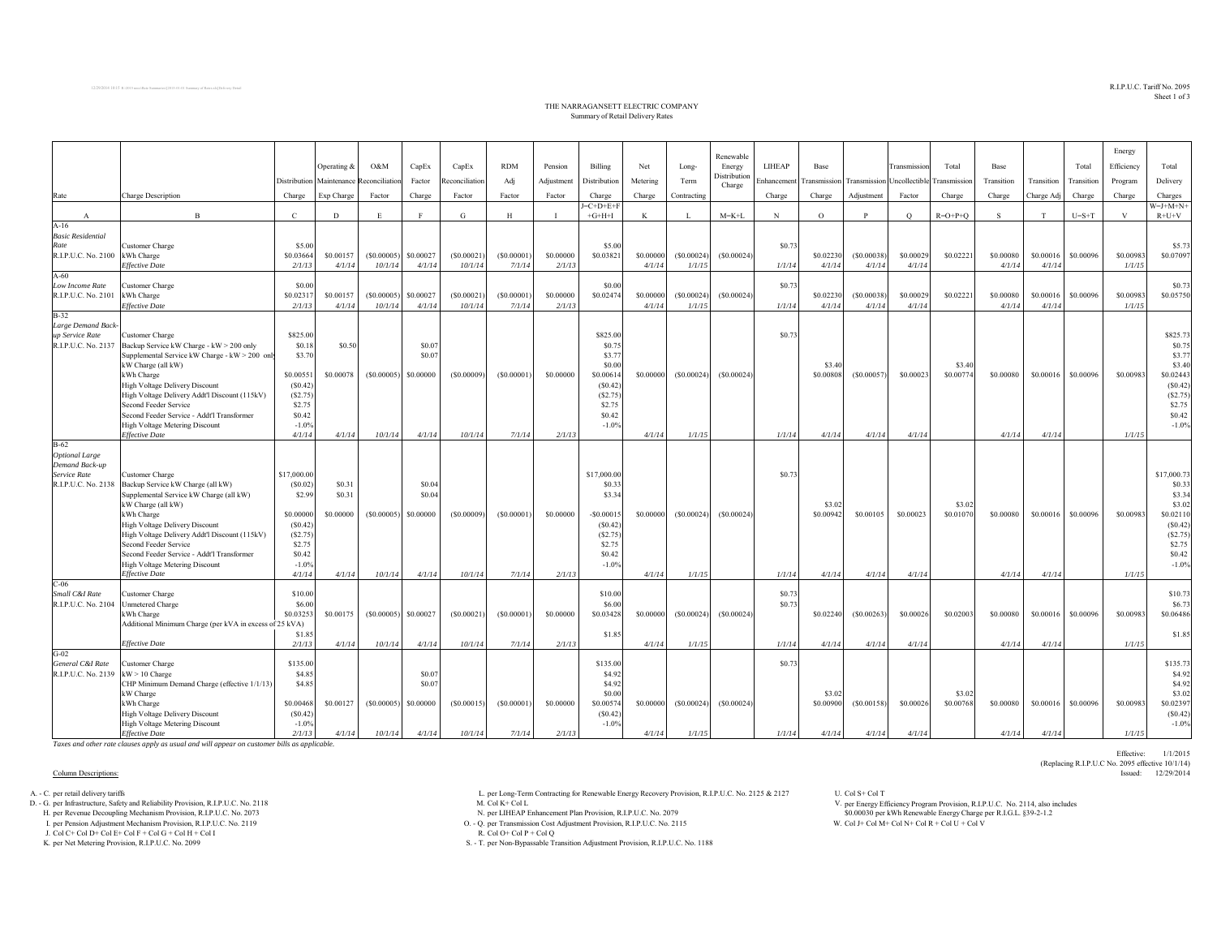R.I.P.U.C. Tariff No. 2095
Sheet 1 of 3

# THE NARRAGANSETT ELECTRIC COMPANY

## Summary of Retail Delivery Rates

| Rate | Charge Description | Distribution Charge | Operating & Maintenance Exp Charge | O&M Reconciliation Factor | CapEx Factor Charge | CapEx Reconciliation Factor | RDM Adj Factor | Pension Adjustment Factor | Billing Distribution Charge | Net Metering Charge | Long-Term Contracting | Renewable Energy Distribution Charge | LIHEAP Enhancement Charge | Base Transmission Charge | Transmission Adjustment | Transmission Uncollectible Factor | Total Transmission Charge | Base Transition Charge | Transition Charge Adj | Total Transition Charge | Energy Efficiency Program Charge | Total Delivery Charges |
|---|---|---|---|---|---|---|---|---|---|---|---|---|---|---|---|---|---|---|---|---|---|---|
| A | B | C | D | E | F | G | H | I | J=C+D+E+F +G+H+I | K | L | M=K+L | N | O | P | Q | R=O+P+Q | S | T | U=S+T | V | W=J+M+N+ R+U+V |
| A-16 | | | | | | | | | | | | | | | | | | | | | | |
| *Basic Residential Rate* | Customer Charge | $5.00 | | | | | | | $5.00 | | | | $0.73 | | | | | | | | | $5.73 |
| R.I.P.U.C. No. 2100 | kWh Charge | $0.03664 | $0.00157 | ($0.00005) | $0.00027 | ($0.00021) | ($0.00001) | $0.00000 | $0.03821 | $0.00000 | ($0.00024) | ($0.00024) | | $0.02230 | ($0.00038) | $0.00029 | $0.02221 | $0.00080 | $0.00016 | $0.00096 | $0.00983 | $0.07097 |
| | *Effective Date* | *2/1/13* | *4/1/14* | *10/1/14* | *4/1/14* | *10/1/14* | *7/1/14* | *2/1/13* | | *4/1/14* | *1/1/15* | | *1/1/14* | *4/1/14* | *4/1/14* | *4/1/14* | | *4/1/14* | *4/1/14* | | *1/1/15* | |
| A-60 | | | | | | | | | | | | | | | | | | | | | | |
| *Low Income Rate* | Customer Charge | $0.00 | | | | | | | $0.00 | | | | $0.73 | | | | | | | | | $0.73 |
| R.I.P.U.C. No. 2101 | kWh Charge | $0.02317 | $0.00157 | ($0.00005) | $0.00027 | ($0.00021) | ($0.00001) | $0.00000 | $0.02474 | $0.00000 | ($0.00024) | ($0.00024) | | $0.02230 | ($0.00038) | $0.00029 | $0.02221 | $0.00080 | $0.00016 | $0.00096 | $0.00983 | $0.05750 |
| | *Effective Date* | *2/1/13* | *4/1/14* | *10/1/14* | *4/1/14* | *10/1/14* | *7/1/14* | *2/1/13* | | *4/1/14* | *1/1/15* | | *1/1/14* | *4/1/14* | *4/1/14* | *4/1/14* | | *4/1/14* | *4/1/14* | | *1/1/15* | |
| B-32 | | | | | | | | | | | | | | | | | | | | | | |
| *Large Demand Back-up Service Rate* | Customer Charge | $825.00 | | | | | | | $825.00 | | | | $0.73 | | | | | | | | | $825.73 |
| R.I.P.U.C. No. 2137 | Backup Service kW Charge - kW > 200 only | $0.18 | $0.50 | | $0.07 | | | | $0.75 | | | | | | | | | | | | | $0.75 |
| | Supplemental Service kW Charge - kW > 200 only | $3.70 | | | $0.07 | | | | $3.77 | | | | | | | | | | | | | $3.77 |
| | kW Charge (all kW) | | | | | | | | $0.00 | | | | | $3.40 | | | $3.40 | | | | | $3.40 |
| | kWh Charge | $0.00551 | $0.00078 | ($0.00005) | $0.00000 | ($0.00009) | ($0.00001) | $0.00000 | $0.00614 | $0.00000 | ($0.00024) | ($0.00024) | | $0.00808 | ($0.00057) | $0.00023 | $0.00774 | $0.00080 | $0.00016 | $0.00096 | $0.00983 | $0.02443 |
| | High Voltage Delivery Discount | ($0.42) | | | | | | | ($0.42) | | | | | | | | | | | | | ($0.42) |
| | High Voltage Delivery Addt'l Discount (115kV) | ($2.75) | | | | | | | ($2.75) | | | | | | | | | | | | | ($2.75) |
| | Second Feeder Service | $2.75 | | | | | | | $2.75 | | | | | | | | | | | | | $2.75 |
| | Second Feeder Service - Addt'l Transformer | $0.42 | | | | | | | $0.42 | | | | | | | | | | | | | $0.42 |
| | High Voltage Metering Discount | -1.0% | | | | | | | -1.0% | | | | | | | | | | | | | -1.0% |
| | *Effective Date* | *4/1/14* | *4/1/14* | *10/1/14* | *4/1/14* | *10/1/14* | *7/1/14* | *2/1/13* | | *4/1/14* | *1/1/15* | | *1/1/14* | *4/1/14* | *4/1/14* | *4/1/14* | | *4/1/14* | *4/1/14* | | *1/1/15* | |
| B-62 | | | | | | | | | | | | | | | | | | | | | | |
| *Optional Large Demand Back-up Service Rate* | Customer Charge | $17,000.00 | | | | | | | $17,000.00 | | | | $0.73 | | | | | | | | | $17,000.73 |
| R.I.P.U.C. No. 2138 | Backup Service kW Charge (all kW) | ($0.02) | $0.31 | | $0.04 | | | | $0.33 | | | | | | | | | | | | | $0.33 |
| | Supplemental Service kW Charge (all kW) | $2.99 | $0.31 | | $0.04 | | | | $3.34 | | | | | | | | | | | | | $3.34 |
| | kW Charge (all kW) | | | | | | | | | | | | | $3.02 | | | $3.02 | | | | | $3.02 |
| | kWh Charge | $0.00000 | $0.00000 | ($0.00005) | $0.00000 | ($0.00009) | ($0.00001) | $0.00000 | -$0.00015 | $0.00000 | ($0.00024) | ($0.00024) | | $0.00942 | $0.00105 | $0.00023 | $0.01070 | $0.00080 | $0.00016 | $0.00096 | $0.00983 | $0.02110 |
| | High Voltage Delivery Discount | ($0.42) | | | | | | | ($0.42) | | | | | | | | | | | | | ($0.42) |
| | High Voltage Delivery Addt'l Discount (115kV) | ($2.75) | | | | | | | ($2.75) | | | | | | | | | | | | | ($2.75) |
| | Second Feeder Service | $2.75 | | | | | | | $2.75 | | | | | | | | | | | | | $2.75 |
| | Second Feeder Service - Addt'l Transformer | $0.42 | | | | | | | $0.42 | | | | | | | | | | | | | $0.42 |
| | High Voltage Metering Discount | -1.0% | | | | | | | -1.0% | | | | | | | | | | | | | -1.0% |
| | *Effective Date* | *4/1/14* | *4/1/14* | *10/1/14* | *4/1/14* | *10/1/14* | *7/1/14* | *2/1/13* | | *4/1/14* | *1/1/15* | | *1/1/14* | *4/1/14* | *4/1/14* | *4/1/14* | | *4/1/14* | *4/1/14* | | *1/1/15* | |
| C-06 | | | | | | | | | | | | | | | | | | | | | | |
| *Small C&I Rate* | Customer Charge | $10.00 | | | | | | | $10.00 | | | | $0.73 | | | | | | | | | $10.73 |
| R.I.P.U.C. No. 2104 | Unmetered Charge | $6.00 | | | | | | | $6.00 | | | | $0.73 | | | | | | | | | $6.73 |
| | kWh Charge | $0.03253 | $0.00175 | ($0.00005) | $0.00027 | ($0.00021) | ($0.00001) | $0.00000 | $0.03428 | $0.00000 | ($0.00024) | ($0.00024) | | $0.02240 | ($0.00263) | $0.00026 | $0.02003 | $0.00080 | $0.00016 | $0.00096 | $0.00983 | $0.06486 |
| | Additional Minimum Charge (per kVA in excess of 25 kVA) | $1.85 | | | | | | | $1.85 | | | | | | | | | | | | | $1.85 |
| | *Effective Date* | *2/1/13* | *4/1/14* | *10/1/14* | *4/1/14* | *10/1/14* | *7/1/14* | *2/1/13* | | *4/1/14* | *1/1/15* | | *1/1/14* | *4/1/14* | *4/1/14* | *4/1/14* | | *4/1/14* | *4/1/14* | | *1/1/15* | |
| G-02 | | | | | | | | | | | | | | | | | | | | | | |
| *General C&I Rate* | Customer Charge | $135.00 | | | | | | | $135.00 | | | | $0.73 | | | | | | | | | $135.73 |
| R.I.P.U.C. No. 2139 | kW > 10 Charge | $4.85 | | | $0.07 | | | | $4.92 | | | | | | | | | | | | | $4.92 |
| | CHP Minimum Demand Charge (effective 1/1/13) | $4.85 | | | $0.07 | | | | $4.92 | | | | | | | | | | | | | $4.92 |
| | kW Charge | | | | | | | | $0.00 | | | | | $3.02 | | | $3.02 | | | | | $3.02 |
| | kWh Charge | $0.00468 | $0.00127 | ($0.00005) | $0.00000 | ($0.00015) | ($0.00001) | $0.00000 | $0.00574 | $0.00000 | ($0.00024) | ($0.00024) | | $0.00900 | ($0.00158) | $0.00026 | $0.00768 | $0.00080 | $0.00016 | $0.00096 | $0.00983 | $0.02397 |
| | High Voltage Delivery Discount | ($0.42) | | | | | | | ($0.42) | | | | | | | | | | | | | ($0.42) |
| | High Voltage Metering Discount | -1.0% | | | | | | | -1.0% | | | | | | | | | | | | | -1.0% |
| | *Effective Date* | *2/1/13* | *4/1/14* | *10/1/14* | *4/1/14* | *10/1/14* | *7/1/14* | *2/1/13* | | *4/1/14* | *1/1/15* | | *1/1/14* | *4/1/14* | *4/1/14* | *4/1/14* | | *4/1/14* | *4/1/14* | | *1/1/15* | |

*Taxes and other rate clauses apply as usual and will appear on customer bills as applicable.*

Effective: 1/1/2015
(Replacing R.I.P.U.C No. 2095 effective 10/1/14)
Issued: 12/29/2014

Column Descriptions:

A. - C. per retail delivery tariffs
D. - G. per Infrastructure, Safety and Reliability Provision, R.I.P.U.C. No. 2118
H. per Revenue Decoupling Mechanism Provision, R.I.P.U.C. No. 2073
I. per Pension Adjustment Mechanism Provision, R.I.P.U.C. No. 2119
J. Col C+ Col D+ Col E+ Col F + Col G + Col H + Col I
K. per Net Metering Provision, R.I.P.U.C. No. 2099
L. per Long-Term Contracting for Renewable Energy Recovery Provision, R.I.P.U.C. No. 2125 & 2127
M. Col K+ Col L
N. per LIHEAP Enhancement Plan Provision, R.I.P.U.C. No. 2079
O. - Q. per Transmission Cost Adjustment Provision, R.I.P.U.C. No. 2115
R. Col O+ Col P + Col Q
S. - T. per Non-Bypassable Transition Adjustment Provision, R.I.P.U.C. No. 1188
U. Col S+ Col T
V. per Energy Efficiency Program Provision, R.I.P.U.C. No. 2114, also includes $0.00030 per kWh Renewable Energy Charge per R.I.G.L. §39-2-1.2
W. Col J+ Col M+ Col N+ Col R + Col U + Col V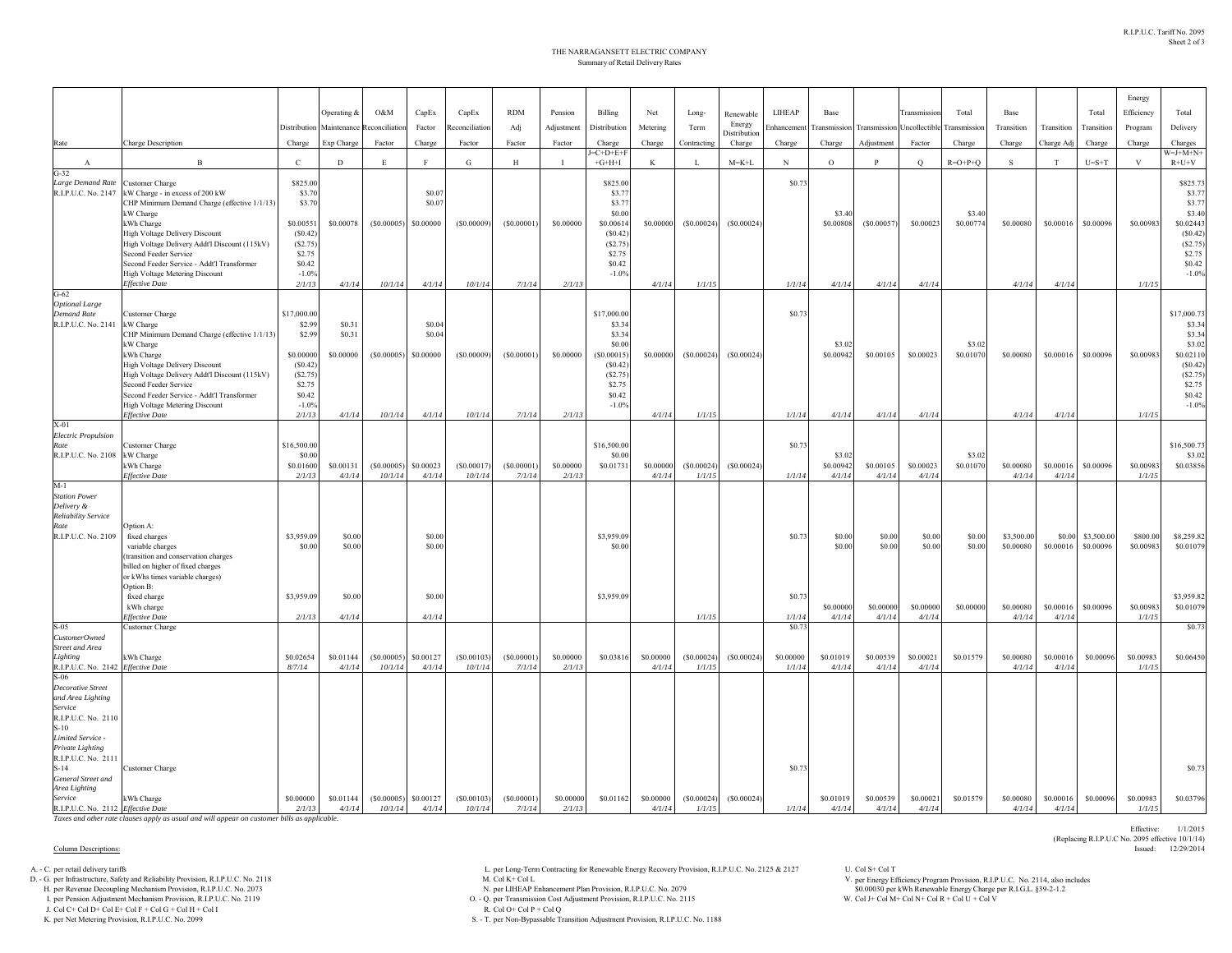R.I.P.U.C. Tariff No. 2095
Sheet 2 of 3

# THE NARRAGANSETT ELECTRIC COMPANY

## Summary of Retail Delivery Rates

| Rate | Charge Description | Distribution Charge | Operating & Maintenance Exp Charge | O&M Reconciliation Factor | CapEx Factor Charge | CapEx Reconciliation Factor | RDM Adj Factor | Pension Adjustment Factor | Billing Distribution Charge | Net Metering Charge | Long-Term Contracting | Renewable Energy Distribution Charge | LIHEAP Enhancement Charge | Base Transmission Charge | Transmission Adjustment | Transmission Uncollectible Factor | Total Transmission Charge | Base Transition Charge | Transition Charge Adj | Total Transition Charge | Energy Efficiency Program Charge | Total Delivery Charges |
|---|---|---|---|---|---|---|---|---|---|---|---|---|---|---|---|---|---|---|---|---|---|---|
| A | B | C | D | E | F | G | H | I | J=C+D+E+F +G+H+I | K | L | M=K+L | N | O | P | Q | R=O+P+Q | S | T | U=S+T | V | W=J+M+N+ R+U+V |
| G-32 | | | | | | | | | | | | | | | | | | | | | | |
| *Large Demand Rate* | Customer Charge | $825.00 | | | | | | | $825.00 | | | | $0.73 | | | | | | | | | $825.73 |
| R.I.P.U.C. No. 2147 | kW Charge - in excess of 200 kW | $3.70 | | | $0.07 | | | | $3.77 | | | | | | | | | | | | | $3.77 |
| | CHP Minimum Demand Charge (effective 1/1/13) | $3.70 | | | $0.07 | | | | $3.77 | | | | | | | | | | | | | $3.77 |
| | kW Charge | | | | | | | | $0.00 | | | | | $3.40 | | | $3.40 | | | | | $3.40 |
| | kWh Charge | $0.00551 | $0.00078 | ($0.00005) | $0.00000 | ($0.00009) | ($0.00001) | $0.00000 | $0.00614 | $0.00000 | ($0.00024) | ($0.00024) | | $0.00808 | ($0.00057) | $0.00023 | $0.00774 | $0.00080 | $0.00016 | $0.00096 | $0.00983 | $0.02443 |
| | High Voltage Delivery Discount | ($0.42) | | | | | | | ($0.42) | | | | | | | | | | | | | ($0.42) |
| | High Voltage Delivery Addt'l Discount (115kV) | ($2.75) | | | | | | | ($2.75) | | | | | | | | | | | | | ($2.75) |
| | Second Feeder Service | $2.75 | | | | | | | $2.75 | | | | | | | | | | | | | $2.75 |
| | Second Feeder Service - Addt'l Transformer | $0.42 | | | | | | | $0.42 | | | | | | | | | | | | | $0.42 |
| | High Voltage Metering Discount | -1.0% | | | | | | | -1.0% | | | | | | | | | | | | | -1.0% |
| | *Effective Date* | *2/1/13* | *4/1/14* | *10/1/14* | *4/1/14* | *10/1/14* | *7/1/14* | *2/1/13* | | *4/1/14* | *1/1/15* | | *1/1/14* | *4/1/14* | *4/1/14* | *4/1/14* | | *4/1/14* | *4/1/14* | | *1/1/15* | |
| G-62 | | | | | | | | | | | | | | | | | | | | | | |
| *Optional Large* | | | | | | | | | | | | | | | | | | | | | | |
| *Demand Rate* | Customer Charge | $17,000.00 | | | | | | | $17,000.00 | | | | $0.73 | | | | | | | | | $17,000.73 |
| R.I.P.U.C. No. 2141 | kW Charge | $2.99 | $0.31 | | $0.04 | | | | $3.34 | | | | | | | | | | | | | $3.34 |
| | CHP Minimum Demand Charge (effective 1/1/13) | $2.99 | $0.31 | | $0.04 | | | | $3.34 | | | | | | | | | | | | | $3.34 |
| | kW Charge | | | | | | | | $0.00 | | | | | $3.02 | | | $3.02 | | | | | $3.02 |
| | kWh Charge | $0.00000 | $0.00000 | ($0.00005) | $0.00000 | ($0.00009) | ($0.00001) | $0.00000 | ($0.00015) | $0.00000 | ($0.00024) | ($0.00024) | | $0.00942 | $0.00105 | $0.00023 | $0.01070 | $0.00080 | $0.00016 | $0.00096 | $0.00983 | $0.02110 |
| | High Voltage Delivery Discount | ($0.42) | | | | | | | ($0.42) | | | | | | | | | | | | | ($0.42) |
| | High Voltage Delivery Addt'l Discount (115kV) | ($2.75) | | | | | | | ($2.75) | | | | | | | | | | | | | ($2.75) |
| | Second Feeder Service | $2.75 | | | | | | | $2.75 | | | | | | | | | | | | | $2.75 |
| | Second Feeder Service - Addt'l Transformer | $0.42 | | | | | | | $0.42 | | | | | | | | | | | | | $0.42 |
| | High Voltage Metering Discount | -1.0% | | | | | | | -1.0% | | | | | | | | | | | | | -1.0% |
| | *Effective Date* | *2/1/13* | *4/1/14* | *10/1/14* | *4/1/14* | *10/1/14* | *7/1/14* | *2/1/13* | | *4/1/14* | *1/1/15* | | *1/1/14* | *4/1/14* | *4/1/14* | *4/1/14* | | *4/1/14* | *4/1/14* | | *1/1/15* | |
| X-01 | | | | | | | | | | | | | | | | | | | | | | |
| *Electric Propulsion Rate* | Customer Charge | $16,500.00 | | | | | | | $16,500.00 | | | | $0.73 | | | | | | | | | $16,500.73 |
| R.I.P.U.C. No. 2108 | kW Charge | $0.00 | | | | | | | $0.00 | | | | | $3.02 | | | $3.02 | | | | | $3.02 |
| | kWh Charge | $0.01600 | $0.00131 | ($0.00005) | $0.00023 | ($0.00017) | ($0.00001) | $0.00000 | $0.01731 | $0.00000 | ($0.00024) | ($0.00024) | | $0.00942 | $0.00105 | $0.00023 | $0.01070 | $0.00080 | $0.00016 | $0.00096 | $0.00983 | $0.03856 |
| | *Effective Date* | *2/1/13* | *4/1/14* | *10/1/14* | *4/1/14* | *10/1/14* | *7/1/14* | *2/1/13* | | *4/1/14* | *1/1/15* | | *1/1/14* | *4/1/14* | *4/1/14* | *4/1/14* | | *4/1/14* | *4/1/14* | | *1/1/15* | |
| M-1 | | | | | | | | | | | | | | | | | | | | | | |
| *Station Power Delivery & Reliability Service Rate* | Option A: | | | | | | | | | | | | | | | | | | | | | |
| R.I.P.U.C. No. 2109 | fixed charges | $3,959.09 | $0.00 | | $0.00 | | | | $3,959.09 | | | | $0.73 | $0.00 | $0.00 | $0.00 | $0.00 | $3,500.00 | $0.00 | $3,500.00 | $800.00 | $8,259.82 |
| | variable charges | $0.00 | $0.00 | | $0.00 | | | | $0.00 | | | | | $0.00 | $0.00 | $0.00 | $0.00 | $0.00080 | $0.00016 | $0.00096 | $0.00983 | $0.01079 |
| | (transition and conservation charges billed on higher of fixed charges or kWhs times variable charges) | | | | | | | | | | | | | | | | | | | | | |
| | Option B: | | | | | | | | | | | | | | | | | | | | | |
| | fixed charge | $3,959.09 | $0.00 | | $0.00 | | | | $3,959.09 | | | | $0.73 | | | | | | | | | $3,959.82 |
| | kWh charge | | | | | | | | | | | | | $0.00000 | $0.00000 | $0.00000 | $0.00000 | $0.00080 | $0.00016 | $0.00096 | $0.00983 | $0.01079 |
| | *Effective Date* | *2/1/13* | *4/1/14* | | *4/1/14* | | | | | | *1/1/15* | | *1/1/14* | *4/1/14* | *4/1/14* | *4/1/14* | | *4/1/14* | *4/1/14* | | *1/1/15* | |
| S-05 | Customer Charge | | | | | | | | | | | | $0.73 | | | | | | | | | $0.73 |
| *CustomerOwned Street and Area Lighting* | kWh Charge | $0.02654 | $0.01144 | ($0.00005) | $0.00127 | ($0.00103) | ($0.00001) | $0.00000 | $0.03816 | $0.00000 | ($0.00024) | ($0.00024) | $0.00000 | $0.01019 | $0.00539 | $0.00021 | $0.01579 | $0.00080 | $0.00016 | $0.00096 | $0.00983 | $0.06450 |
| R.I.P.U.C. No. 2142 | *Effective Date* | *8/7/14* | *4/1/14* | *10/1/14* | *4/1/14* | *10/1/14* | *7/1/14* | *2/1/13* | | *4/1/14* | *1/1/15* | | *1/1/14* | *4/1/14* | *4/1/14* | *4/1/14* | | *4/1/14* | *4/1/14* | | *1/1/15* | |
| S-06 *Decorative Street and Area Lighting Service* R.I.P.U.C. No. 2110 | | | | | | | | | | | | | | | | | | | | | | |
| S-10 *Limited Service - Private Lighting* R.I.P.U.C. No. 2111 | | | | | | | | | | | | | | | | | | | | | | |
| S-14 | Customer Charge | | | | | | | | | | | | $0.73 | | | | | | | | | $0.73 |
| *General Street and Area Lighting Service* | kWh Charge | $0.00000 | $0.01144 | ($0.00005) | $0.00127 | ($0.00103) | ($0.00001) | $0.00000 | $0.01162 | $0.00000 | ($0.00024) | ($0.00024) | | $0.01019 | $0.00539 | $0.00021 | $0.01579 | $0.00080 | $0.00016 | $0.00096 | $0.00983 | $0.03796 |
| R.I.P.U.C. No. 2112 | *Effective Date* | *2/1/13* | *4/1/14* | *10/1/14* | *4/1/14* | *10/1/14* | *7/1/14* | *2/1/13* | | *4/1/14* | *1/1/15* | | *1/1/14* | *4/1/14* | *4/1/14* | *4/1/14* | | *4/1/14* | *4/1/14* | | *1/1/15* | |

*Taxes and other rate clauses apply as usual and will appear on customer bills as applicable.*

Effective: 1/1/2015
(Replacing R.I.P.U.C No. 2095 effective 10/1/14)
Issued: 12/29/2014

Column Descriptions:

A. - C. per retail delivery tariffs
D. - G. per Infrastructure, Safety and Reliability Provision, R.I.P.U.C. No. 2118
H. per Revenue Decoupling Mechanism Provision, R.I.P.U.C. No. 2073
I. per Pension Adjustment Mechanism Provision, R.I.P.U.C. No. 2119
J. Col C+ Col D+ Col E+ Col F + Col G + Col H + Col I
K. per Net Metering Provision, R.I.P.U.C. No. 2099
L. per Long-Term Contracting for Renewable Energy Recovery Provision, R.I.P.U.C. No. 2125 & 2127
M. Col K+ Col L
N. per LIHEAP Enhancement Plan Provision, R.I.P.U.C. No. 2079
O. - Q. per Transmission Cost Adjustment Provision, R.I.P.U.C. No. 2115
R. Col O+ Col P + Col Q
S. - T. per Non-Bypassable Transition Adjustment Provision, R.I.P.U.C. No. 1188
U. Col S+ Col T
V. per Energy Efficiency Program Provision, R.I.P.U.C. No. 2114, also includes $0.00030 per kWh Renewable Energy Charge per R.I.G.L. §39-2-1.2
W. Col J+ Col M+ Col N+ Col R + Col U + Col V